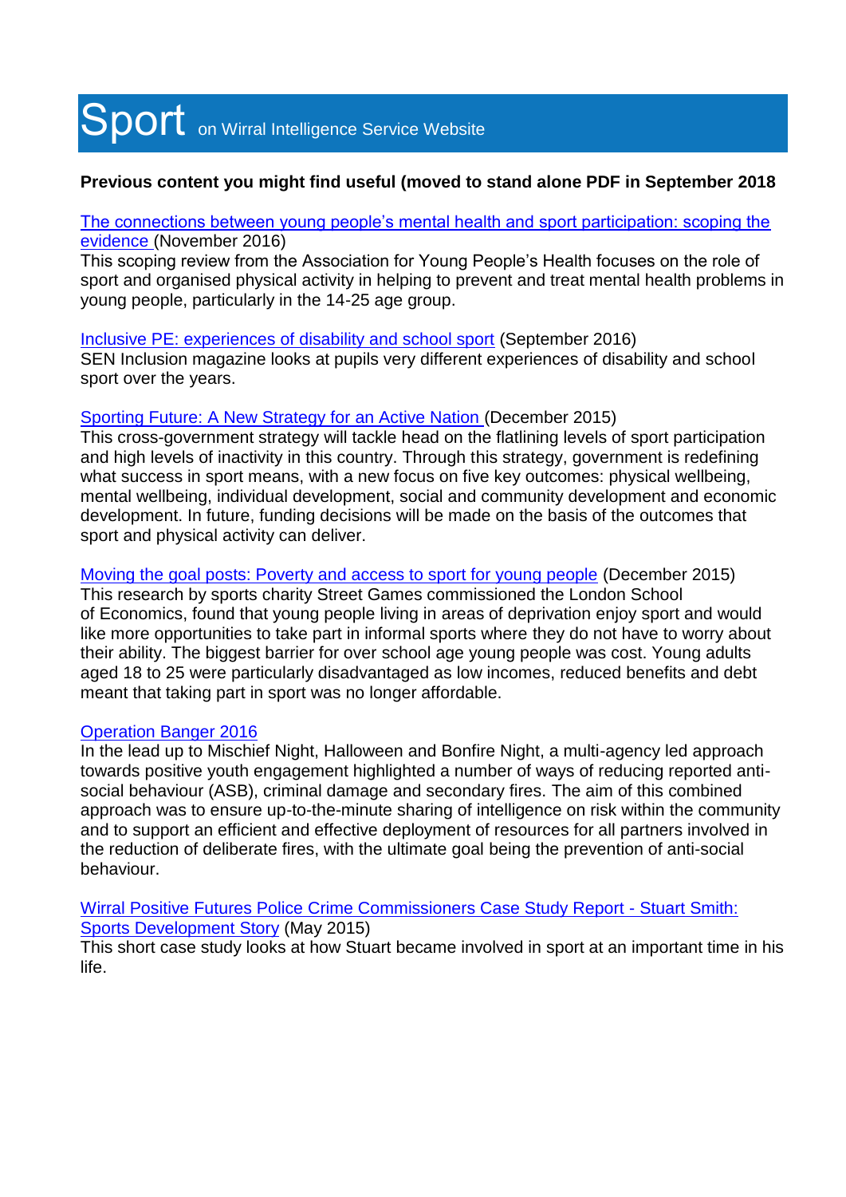# Sport on Wirral Intelligence Service Website

**Previous content you might find useful (moved to stand alone PDF in September 2018**

The connections between young people's mental health and sport participation: scoping the evidence (November 2016)
This scoping review from the Association for Young People's Health focuses on the role of sport and organised physical activity in helping to prevent and treat mental health problems in young people, particularly in the 14-25 age group.

Inclusive PE: experiences of disability and school sport (September 2016)
SEN Inclusion magazine looks at pupils very different experiences of disability and school sport over the years.

Sporting Future: A New Strategy for an Active Nation (December 2015)
This cross-government strategy will tackle head on the flatlining levels of sport participation and high levels of inactivity in this country. Through this strategy, government is redefining what success in sport means, with a new focus on five key outcomes: physical wellbeing, mental wellbeing, individual development, social and community development and economic development. In future, funding decisions will be made on the basis of the outcomes that sport and physical activity can deliver.

Moving the goal posts: Poverty and access to sport for young people (December 2015)
This research by sports charity Street Games commissioned the London School of Economics, found that young people living in areas of deprivation enjoy sport and would like more opportunities to take part in informal sports where they do not have to worry about their ability. The biggest barrier for over school age young people was cost. Young adults aged 18 to 25 were particularly disadvantaged as low incomes, reduced benefits and debt meant that taking part in sport was no longer affordable.

Operation Banger 2016
In the lead up to Mischief Night, Halloween and Bonfire Night, a multi-agency led approach towards positive youth engagement highlighted a number of ways of reducing reported anti-social behaviour (ASB), criminal damage and secondary fires. The aim of this combined approach was to ensure up-to-the-minute sharing of intelligence on risk within the community and to support an efficient and effective deployment of resources for all partners involved in the reduction of deliberate fires, with the ultimate goal being the prevention of anti-social behaviour.

Wirral Positive Futures Police Crime Commissioners Case Study Report - Stuart Smith: Sports Development Story (May 2015)
This short case study looks at how Stuart became involved in sport at an important time in his life.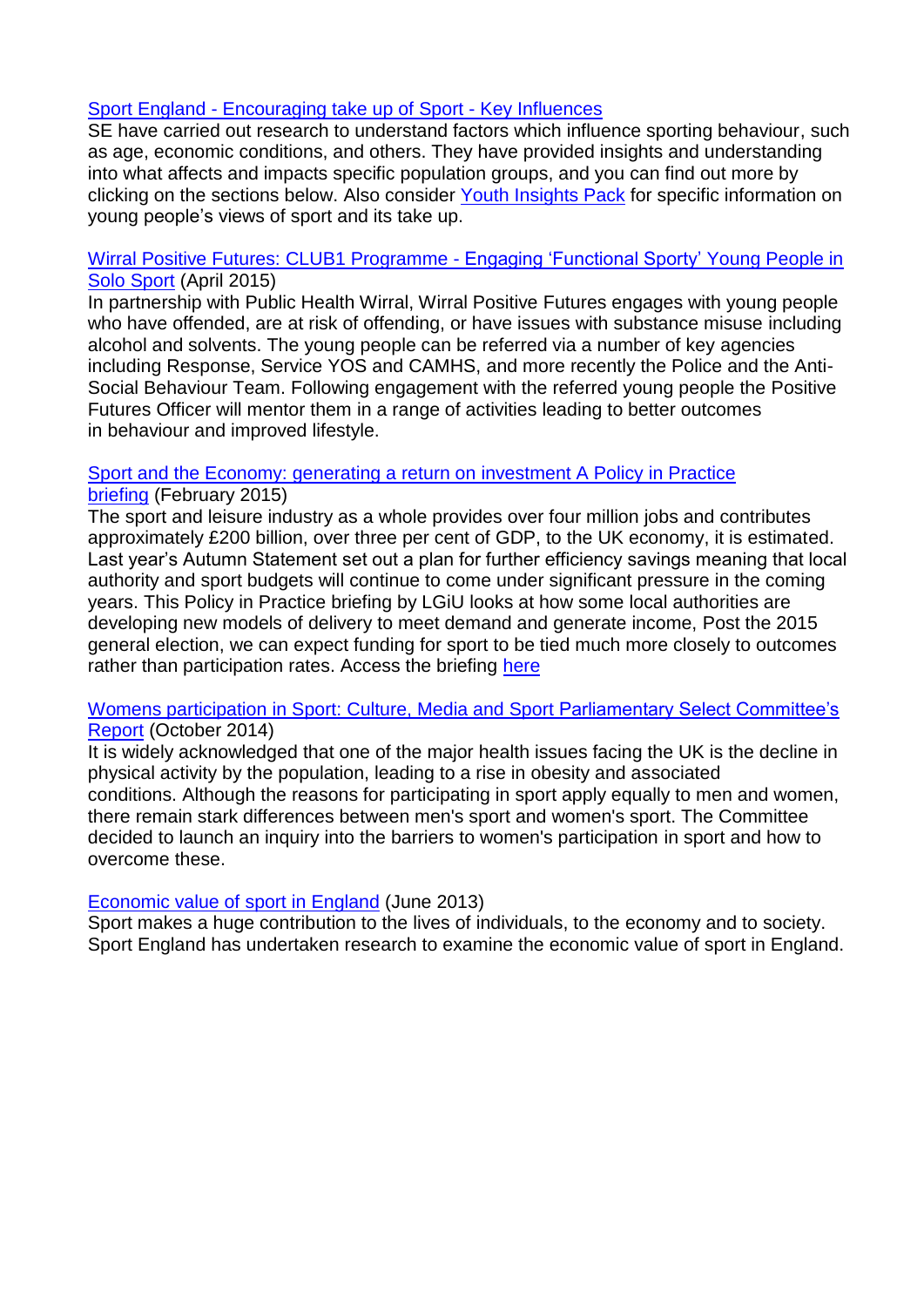Sport England - Encouraging take up of Sport - Key Influences
SE have carried out research to understand factors which influence sporting behaviour, such as age, economic conditions, and others. They have provided insights and understanding into what affects and impacts specific population groups, and you can find out more by clicking on the sections below. Also consider Youth Insights Pack for specific information on young people's views of sport and its take up.

Wirral Positive Futures: CLUB1 Programme - Engaging 'Functional Sporty' Young People in Solo Sport (April 2015)
In partnership with Public Health Wirral, Wirral Positive Futures engages with young people who have offended, are at risk of offending, or have issues with substance misuse including alcohol and solvents. The young people can be referred via a number of key agencies including Response, Service YOS and CAMHS, and more recently the Police and the Anti-Social Behaviour Team. Following engagement with the referred young people the Positive Futures Officer will mentor them in a range of activities leading to better outcomes in behaviour and improved lifestyle.

Sport and the Economy: generating a return on investment A Policy in Practice briefing (February 2015)
The sport and leisure industry as a whole provides over four million jobs and contributes approximately £200 billion, over three per cent of GDP, to the UK economy, it is estimated. Last year's Autumn Statement set out a plan for further efficiency savings meaning that local authority and sport budgets will continue to come under significant pressure in the coming years. This Policy in Practice briefing by LGiU looks at how some local authorities are developing new models of delivery to meet demand and generate income, Post the 2015 general election, we can expect funding for sport to be tied much more closely to outcomes rather than participation rates. Access the briefing here

Womens participation in Sport: Culture, Media and Sport Parliamentary Select Committee's Report (October 2014)
It is widely acknowledged that one of the major health issues facing the UK is the decline in physical activity by the population, leading to a rise in obesity and associated conditions. Although the reasons for participating in sport apply equally to men and women, there remain stark differences between men's sport and women's sport. The Committee decided to launch an inquiry into the barriers to women's participation in sport and how to overcome these.

Economic value of sport in England (June 2013)
Sport makes a huge contribution to the lives of individuals, to the economy and to society. Sport England has undertaken research to examine the economic value of sport in England.